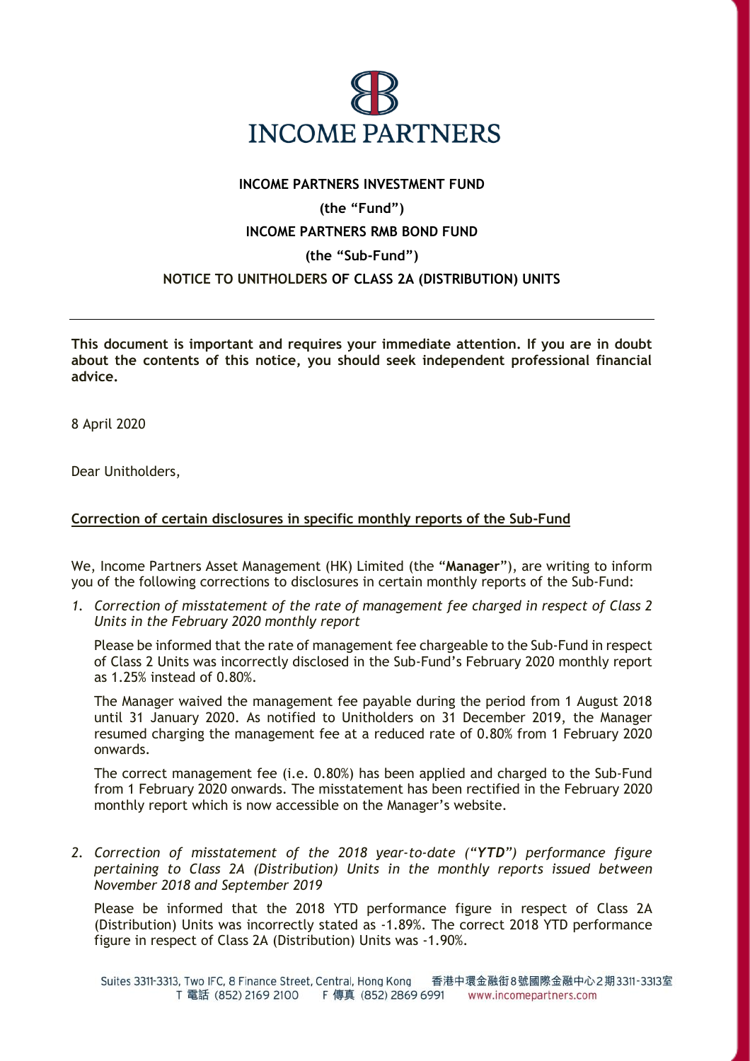INCOME PARTNERS

**INCOME PARTNERS INVESTMENT FUND**

**(the "Fund")**

**INCOME PARTNERS RMB BOND FUND**

**(the "Sub-Fund")**

**NOTICE TO UNITHOLDERS OF CLASS 2A (DISTRIBUTION) UNITS**

---

**This document is important and requires your immediate attention. If you are in doubt about the contents of this notice, you should seek independent professional financial advice.**

8 April 2020

Dear Unitholders,

**Correction of certain disclosures in specific monthly reports of the Sub-Fund**

We, Income Partners Asset Management (HK) Limited (the "**Manager**"), are writing to inform you of the following corrections to disclosures in certain monthly reports of the Sub-Fund:

1. *Correction of misstatement of the rate of management fee charged in respect of Class 2 Units in the February 2020 monthly report*

   Please be informed that the rate of management fee chargeable to the Sub-Fund in respect of Class 2 Units was incorrectly disclosed in the Sub-Fund's February 2020 monthly report as 1.25% instead of 0.80%.

   The Manager waived the management fee payable during the period from 1 August 2018 until 31 January 2020. As notified to Unitholders on 31 December 2019, the Manager resumed charging the management fee at a reduced rate of 0.80% from 1 February 2020 onwards.

   The correct management fee (i.e. 0.80%) has been applied and charged to the Sub-Fund from 1 February 2020 onwards. The misstatement has been rectified in the February 2020 monthly report which is now accessible on the Manager's website.

2. *Correction of misstatement of the 2018 year-to-date ("**YTD**") performance figure pertaining to Class 2A (Distribution) Units in the monthly reports issued between November 2018 and September 2019*

   Please be informed that the 2018 YTD performance figure in respect of Class 2A (Distribution) Units was incorrectly stated as -1.89%. The correct 2018 YTD performance figure in respect of Class 2A (Distribution) Units was -1.90%.

Suites 3311-3313, Two IFC, 8 Finance Street, Central, Hong Kong 香港中環金融街8號國際金融中心2期3311-3313室
T 電話 (852) 2169 2100 F 傳真 (852) 2869 6991 www.incomepartners.com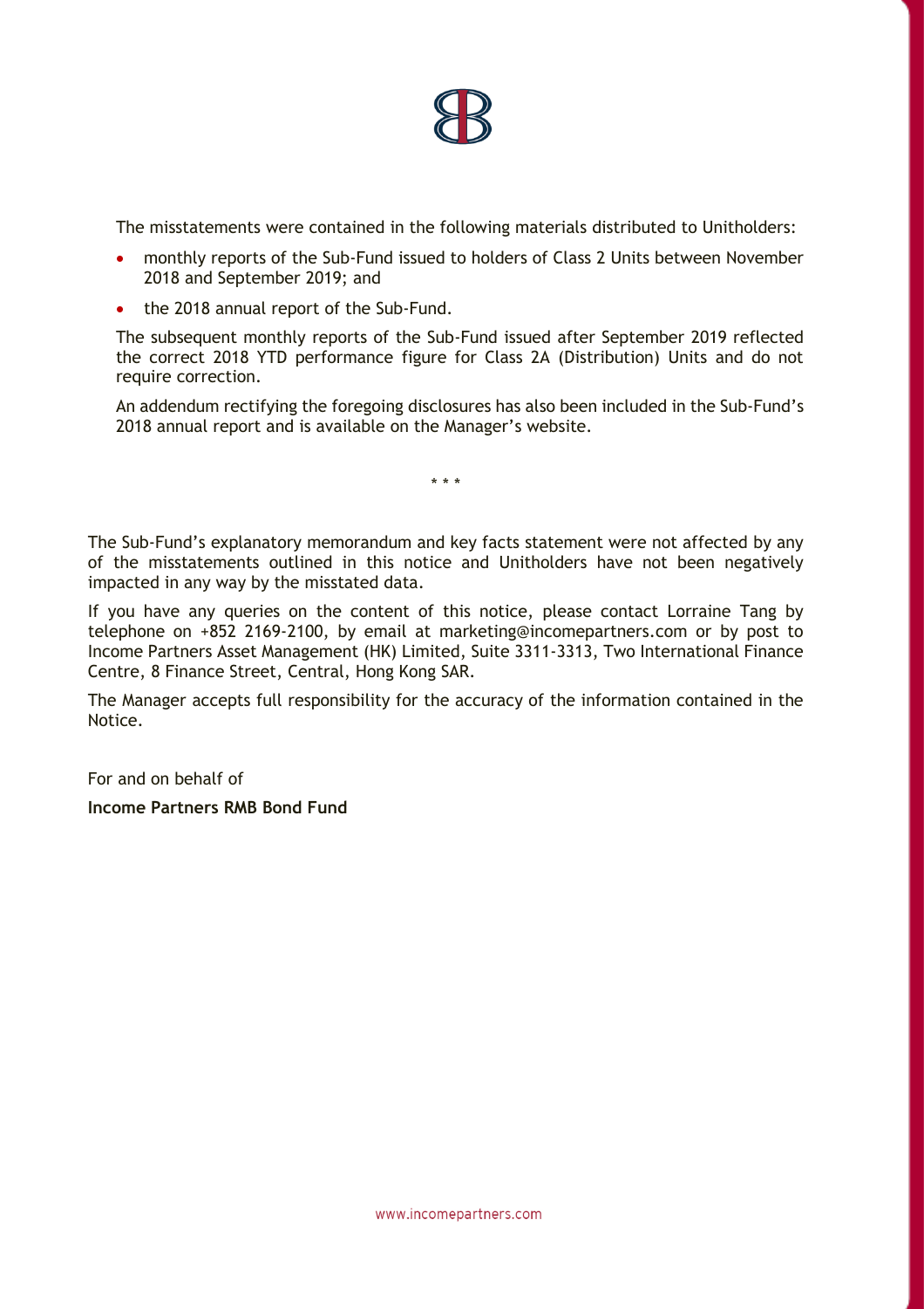The misstatements were contained in the following materials distributed to Unitholders:

- monthly reports of the Sub-Fund issued to holders of Class 2 Units between November 2018 and September 2019; and
- the 2018 annual report of the Sub-Fund.

The subsequent monthly reports of the Sub-Fund issued after September 2019 reflected the correct 2018 YTD performance figure for Class 2A (Distribution) Units and do not require correction.

An addendum rectifying the foregoing disclosures has also been included in the Sub-Fund's 2018 annual report and is available on the Manager's website.

* * *

The Sub-Fund's explanatory memorandum and key facts statement were not affected by any of the misstatements outlined in this notice and Unitholders have not been negatively impacted in any way by the misstated data.

If you have any queries on the content of this notice, please contact Lorraine Tang by telephone on +852 2169-2100, by email at marketing@incomepartners.com or by post to Income Partners Asset Management (HK) Limited, Suite 3311-3313, Two International Finance Centre, 8 Finance Street, Central, Hong Kong SAR.

The Manager accepts full responsibility for the accuracy of the information contained in the Notice.

For and on behalf of

**Income Partners RMB Bond Fund**

www.incomepartners.com